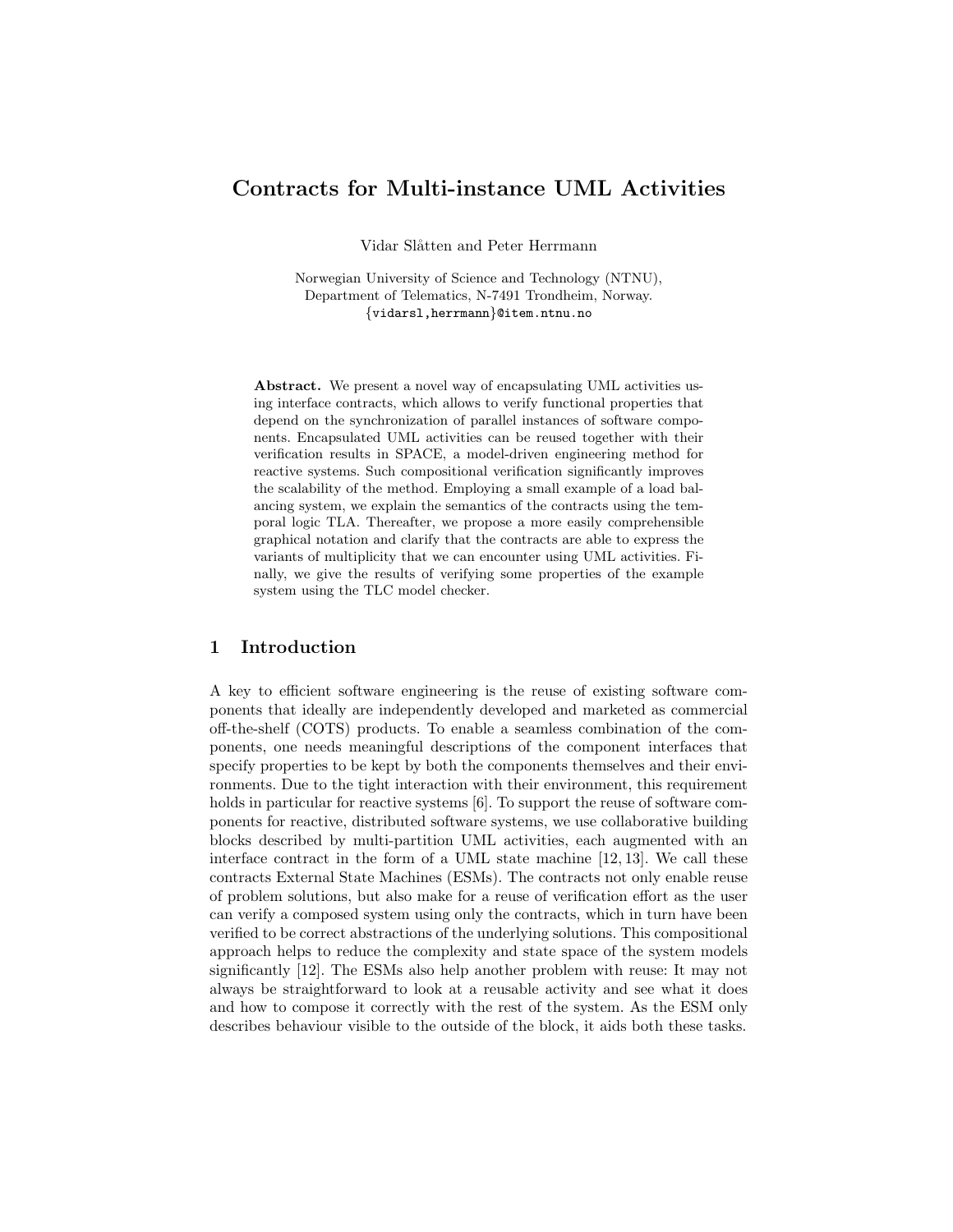# Contracts for Multi-instance UML Activities

Vidar Slåtten and Peter Herrmann

Norwegian University of Science and Technology (NTNU),
Department of Telematics, N-7491 Trondheim, Norway.
{vidarsl,herrmann}@item.ntnu.no

**Abstract.** We present a novel way of encapsulating UML activities using interface contracts, which allows to verify functional properties that depend on the synchronization of parallel instances of software components. Encapsulated UML activities can be reused together with their verification results in SPACE, a model-driven engineering method for reactive systems. Such compositional verification significantly improves the scalability of the method. Employing a small example of a load balancing system, we explain the semantics of the contracts using the temporal logic TLA. Thereafter, we propose a more easily comprehensible graphical notation and clarify that the contracts are able to express the variants of multiplicity that we can encounter using UML activities. Finally, we give the results of verifying some properties of the example system using the TLC model checker.

## 1 Introduction

A key to efficient software engineering is the reuse of existing software components that ideally are independently developed and marketed as commercial off-the-shelf (COTS) products. To enable a seamless combination of the components, one needs meaningful descriptions of the component interfaces that specify properties to be kept by both the components themselves and their environments. Due to the tight interaction with their environment, this requirement holds in particular for reactive systems [6]. To support the reuse of software components for reactive, distributed software systems, we use collaborative building blocks described by multi-partition UML activities, each augmented with an interface contract in the form of a UML state machine [12, 13]. We call these contracts External State Machines (ESMs). The contracts not only enable reuse of problem solutions, but also make for a reuse of verification effort as the user can verify a composed system using only the contracts, which in turn have been verified to be correct abstractions of the underlying solutions. This compositional approach helps to reduce the complexity and state space of the system models significantly [12]. The ESMs also help another problem with reuse: It may not always be straightforward to look at a reusable activity and see what it does and how to compose it correctly with the rest of the system. As the ESM only describes behaviour visible to the outside of the block, it aids both these tasks.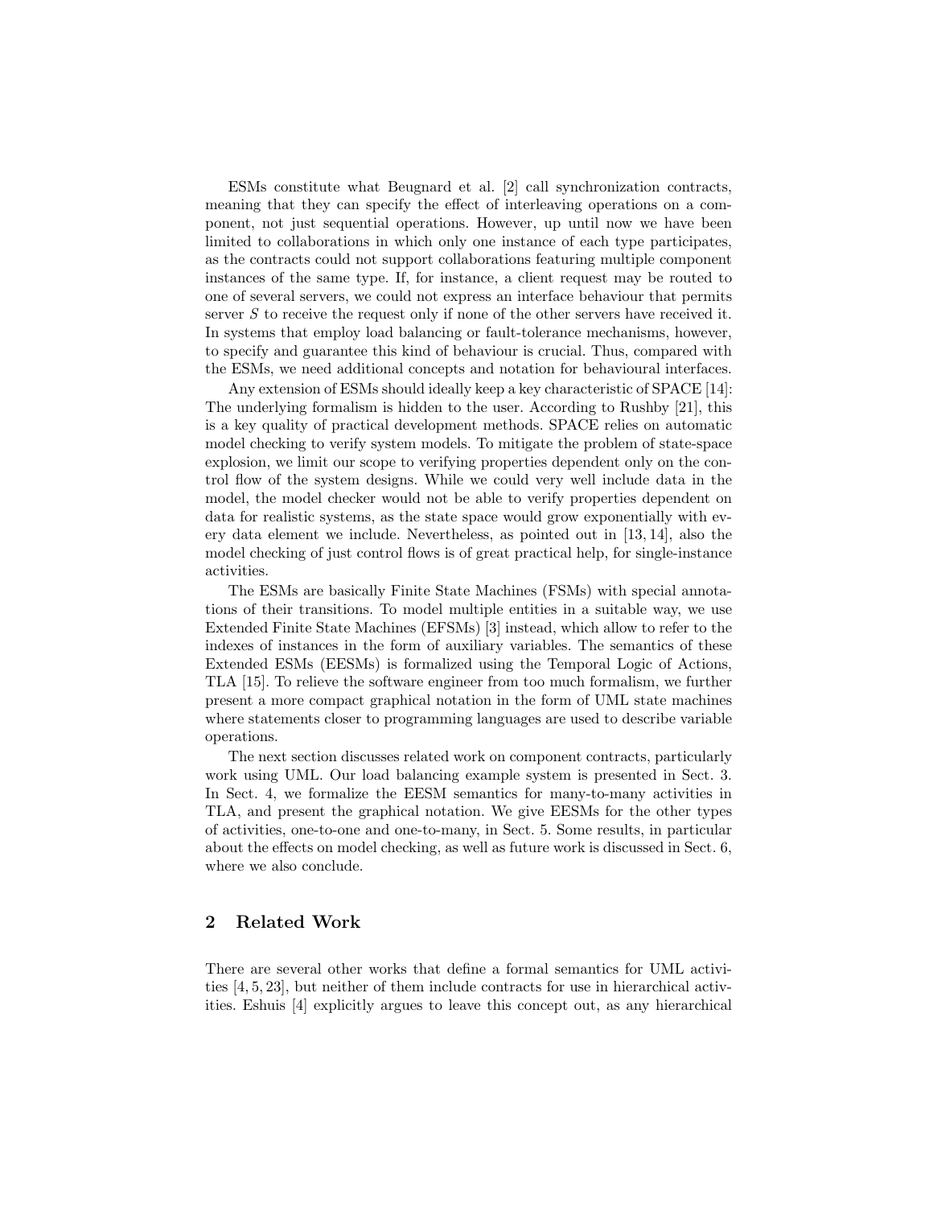ESMs constitute what Beugnard et al. [2] call synchronization contracts, meaning that they can specify the effect of interleaving operations on a component, not just sequential operations. However, up until now we have been limited to collaborations in which only one instance of each type participates, as the contracts could not support collaborations featuring multiple component instances of the same type. If, for instance, a client request may be routed to one of several servers, we could not express an interface behaviour that permits server $S$ to receive the request only if none of the other servers have received it. In systems that employ load balancing or fault-tolerance mechanisms, however, to specify and guarantee this kind of behaviour is crucial. Thus, compared with the ESMs, we need additional concepts and notation for behavioural interfaces.

Any extension of ESMs should ideally keep a key characteristic of SPACE [14]: The underlying formalism is hidden to the user. According to Rushby [21], this is a key quality of practical development methods. SPACE relies on automatic model checking to verify system models. To mitigate the problem of state-space explosion, we limit our scope to verifying properties dependent only on the control flow of the system designs. While we could very well include data in the model, the model checker would not be able to verify properties dependent on data for realistic systems, as the state space would grow exponentially with every data element we include. Nevertheless, as pointed out in [13, 14], also the model checking of just control flows is of great practical help, for single-instance activities.

The ESMs are basically Finite State Machines (FSMs) with special annotations of their transitions. To model multiple entities in a suitable way, we use Extended Finite State Machines (EFSMs) [3] instead, which allow to refer to the indexes of instances in the form of auxiliary variables. The semantics of these Extended ESMs (EESMs) is formalized using the Temporal Logic of Actions, TLA [15]. To relieve the software engineer from too much formalism, we further present a more compact graphical notation in the form of UML state machines where statements closer to programming languages are used to describe variable operations.

The next section discusses related work on component contracts, particularly work using UML. Our load balancing example system is presented in Sect. 3. In Sect. 4, we formalize the EESM semantics for many-to-many activities in TLA, and present the graphical notation. We give EESMs for the other types of activities, one-to-one and one-to-many, in Sect. 5. Some results, in particular about the effects on model checking, as well as future work is discussed in Sect. 6, where we also conclude.

## 2 Related Work

There are several other works that define a formal semantics for UML activities [4, 5, 23], but neither of them include contracts for use in hierarchical activities. Eshuis [4] explicitly argues to leave this concept out, as any hierarchical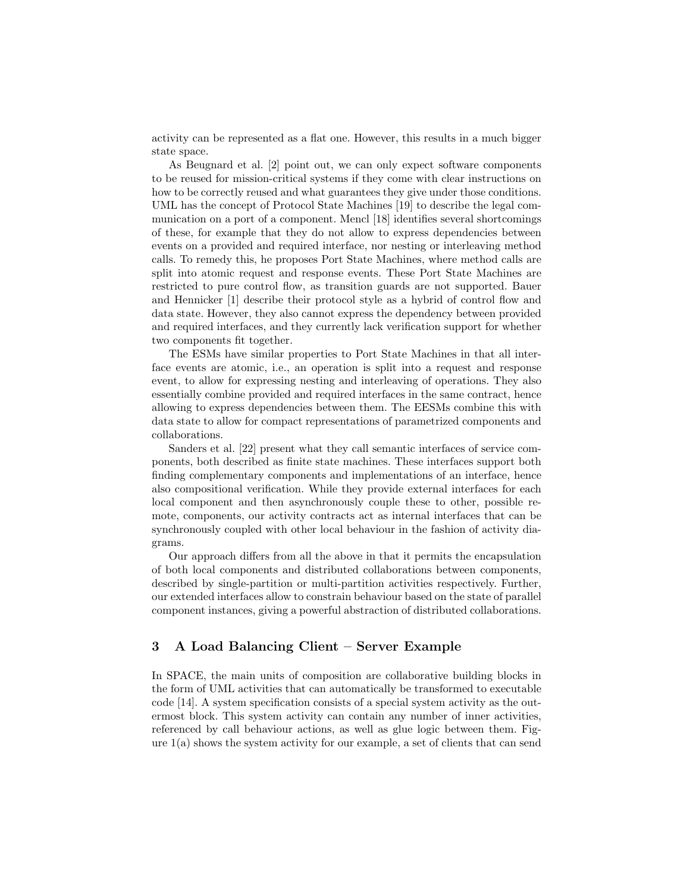activity can be represented as a flat one. However, this results in a much bigger state space.

As Beugnard et al. [2] point out, we can only expect software components to be reused for mission-critical systems if they come with clear instructions on how to be correctly reused and what guarantees they give under those conditions. UML has the concept of Protocol State Machines [19] to describe the legal communication on a port of a component. Mencl [18] identifies several shortcomings of these, for example that they do not allow to express dependencies between events on a provided and required interface, nor nesting or interleaving method calls. To remedy this, he proposes Port State Machines, where method calls are split into atomic request and response events. These Port State Machines are restricted to pure control flow, as transition guards are not supported. Bauer and Hennicker [1] describe their protocol style as a hybrid of control flow and data state. However, they also cannot express the dependency between provided and required interfaces, and they currently lack verification support for whether two components fit together.

The ESMs have similar properties to Port State Machines in that all interface events are atomic, i.e., an operation is split into a request and response event, to allow for expressing nesting and interleaving of operations. They also essentially combine provided and required interfaces in the same contract, hence allowing to express dependencies between them. The EESMs combine this with data state to allow for compact representations of parametrized components and collaborations.

Sanders et al. [22] present what they call semantic interfaces of service components, both described as finite state machines. These interfaces support both finding complementary components and implementations of an interface, hence also compositional verification. While they provide external interfaces for each local component and then asynchronously couple these to other, possible remote, components, our activity contracts act as internal interfaces that can be synchronously coupled with other local behaviour in the fashion of activity diagrams.

Our approach differs from all the above in that it permits the encapsulation of both local components and distributed collaborations between components, described by single-partition or multi-partition activities respectively. Further, our extended interfaces allow to constrain behaviour based on the state of parallel component instances, giving a powerful abstraction of distributed collaborations.

## 3 A Load Balancing Client – Server Example

In SPACE, the main units of composition are collaborative building blocks in the form of UML activities that can automatically be transformed to executable code [14]. A system specification consists of a special system activity as the outermost block. This system activity can contain any number of inner activities, referenced by call behaviour actions, as well as glue logic between them. Figure 1(a) shows the system activity for our example, a set of clients that can send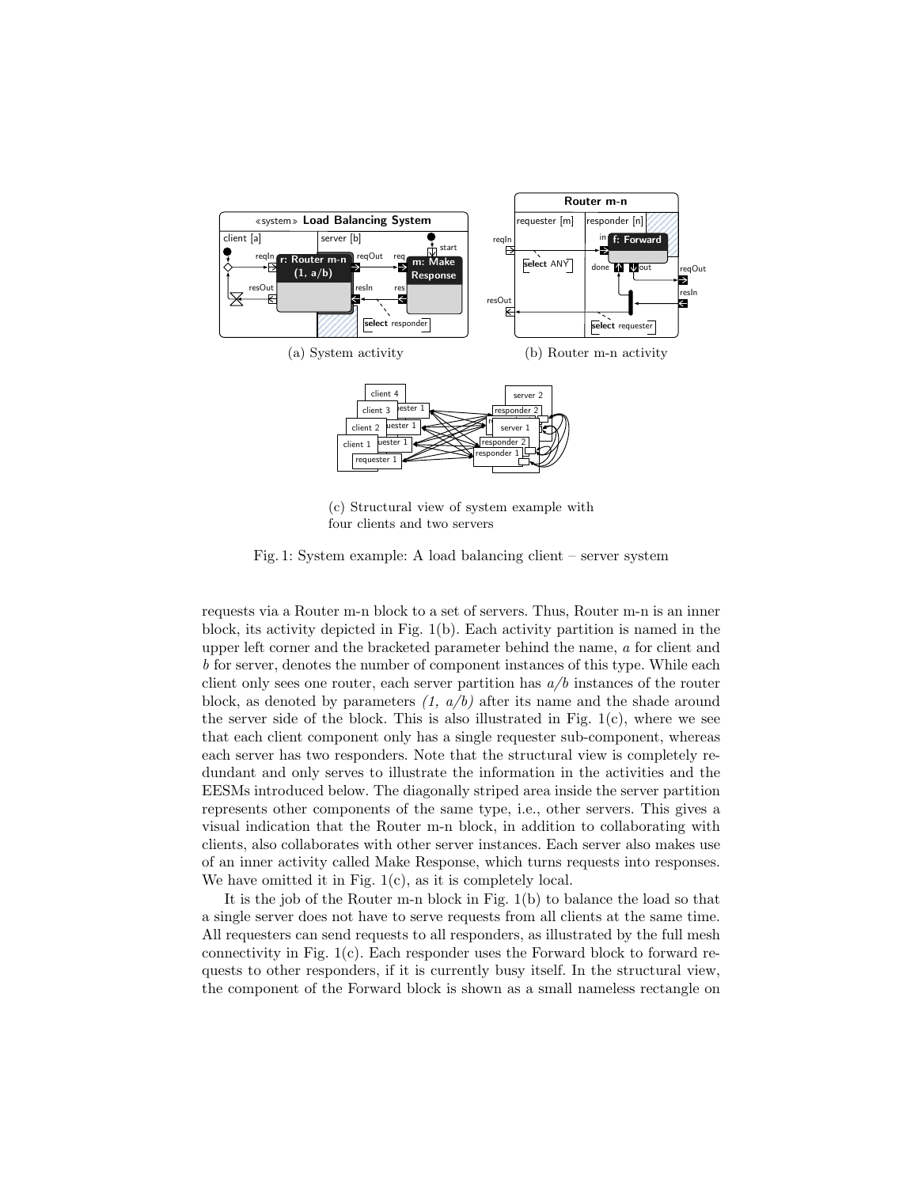(a) System activity

(b) Router m-n activity

(c) Structural view of system example with four clients and two servers

Fig. 1: System example: A load balancing client – server system

requests via a Router m-n block to a set of servers. Thus, Router m-n is an inner block, its activity depicted in Fig. 1(b). Each activity partition is named in the upper left corner and the bracketed parameter behind the name, $a$ for client and $b$ for server, denotes the number of component instances of this type. While each client only sees one router, each server partition has $a/b$ instances of the router block, as denoted by parameters *(1, a/b)* after its name and the shade around the server side of the block. This is also illustrated in Fig. 1(c), where we see that each client component only has a single requester sub-component, whereas each server has two responders. Note that the structural view is completely redundant and only serves to illustrate the information in the activities and the EESMs introduced below. The diagonally striped area inside the server partition represents other components of the same type, i.e., other servers. This gives a visual indication that the Router m-n block, in addition to collaborating with clients, also collaborates with other server instances. Each server also makes use of an inner activity called Make Response, which turns requests into responses. We have omitted it in Fig. 1(c), as it is completely local.

It is the job of the Router m-n block in Fig. 1(b) to balance the load so that a single server does not have to serve requests from all clients at the same time. All requesters can send requests to all responders, as illustrated by the full mesh connectivity in Fig. 1(c). Each responder uses the Forward block to forward requests to other responders, if it is currently busy itself. In the structural view, the component of the Forward block is shown as a small nameless rectangle on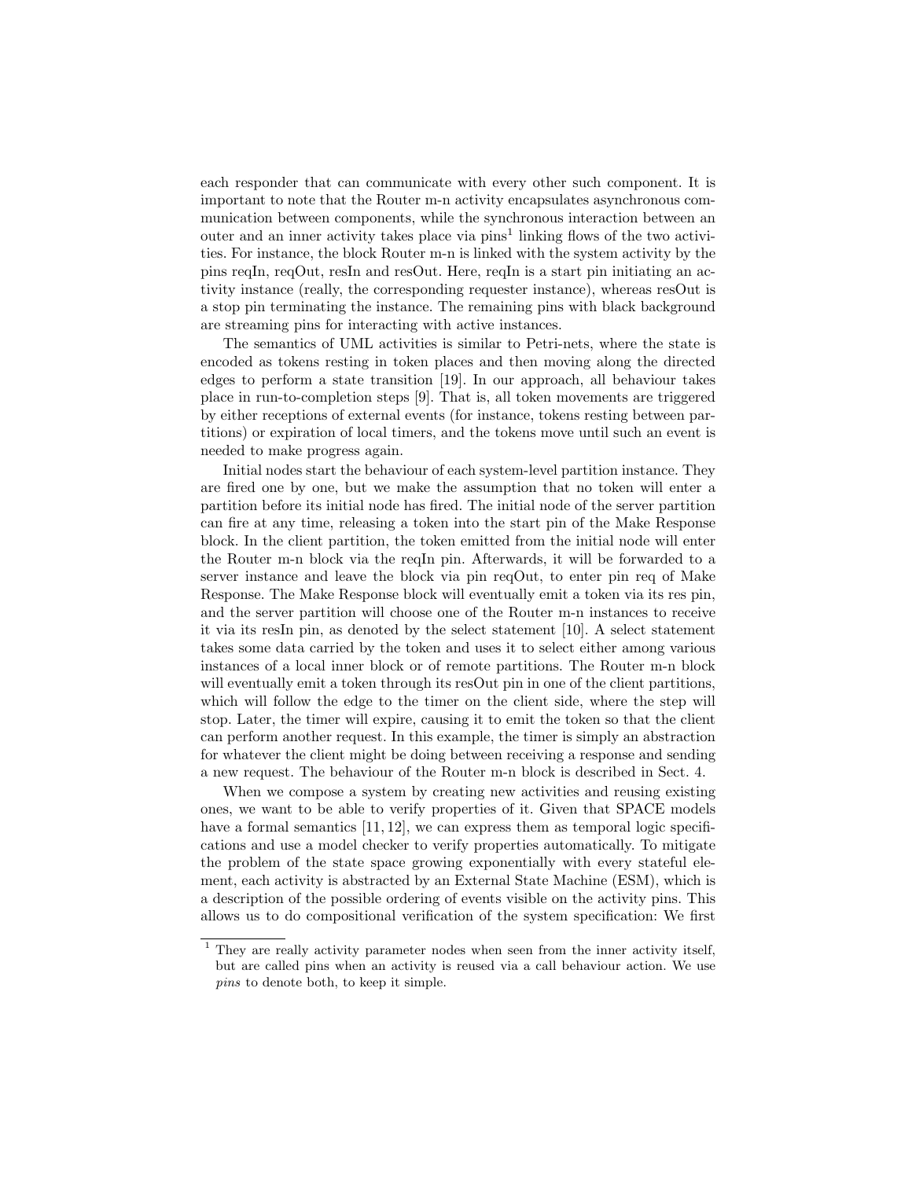each responder that can communicate with every other such component. It is important to note that the Router m-n activity encapsulates asynchronous communication between components, while the synchronous interaction between an outer and an inner activity takes place via pins[1] linking flows of the two activities. For instance, the block Router m-n is linked with the system activity by the pins reqIn, reqOut, resIn and resOut. Here, reqIn is a start pin initiating an activity instance (really, the corresponding requester instance), whereas resOut is a stop pin terminating the instance. The remaining pins with black background are streaming pins for interacting with active instances.

The semantics of UML activities is similar to Petri-nets, where the state is encoded as tokens resting in token places and then moving along the directed edges to perform a state transition [19]. In our approach, all behaviour takes place in run-to-completion steps [9]. That is, all token movements are triggered by either receptions of external events (for instance, tokens resting between partitions) or expiration of local timers, and the tokens move until such an event is needed to make progress again.

Initial nodes start the behaviour of each system-level partition instance. They are fired one by one, but we make the assumption that no token will enter a partition before its initial node has fired. The initial node of the server partition can fire at any time, releasing a token into the start pin of the Make Response block. In the client partition, the token emitted from the initial node will enter the Router m-n block via the reqIn pin. Afterwards, it will be forwarded to a server instance and leave the block via pin reqOut, to enter pin req of Make Response. The Make Response block will eventually emit a token via its res pin, and the server partition will choose one of the Router m-n instances to receive it via its resIn pin, as denoted by the select statement [10]. A select statement takes some data carried by the token and uses it to select either among various instances of a local inner block or of remote partitions. The Router m-n block will eventually emit a token through its resOut pin in one of the client partitions, which will follow the edge to the timer on the client side, where the step will stop. Later, the timer will expire, causing it to emit the token so that the client can perform another request. In this example, the timer is simply an abstraction for whatever the client might be doing between receiving a response and sending a new request. The behaviour of the Router m-n block is described in Sect. 4.

When we compose a system by creating new activities and reusing existing ones, we want to be able to verify properties of it. Given that SPACE models have a formal semantics [11, 12], we can express them as temporal logic specifications and use a model checker to verify properties automatically. To mitigate the problem of the state space growing exponentially with every stateful element, each activity is abstracted by an External State Machine (ESM), which is a description of the possible ordering of events visible on the activity pins. This allows us to do compositional verification of the system specification: We first

[1] They are really activity parameter nodes when seen from the inner activity itself, but are called pins when an activity is reused via a call behaviour action. We use *pins* to denote both, to keep it simple.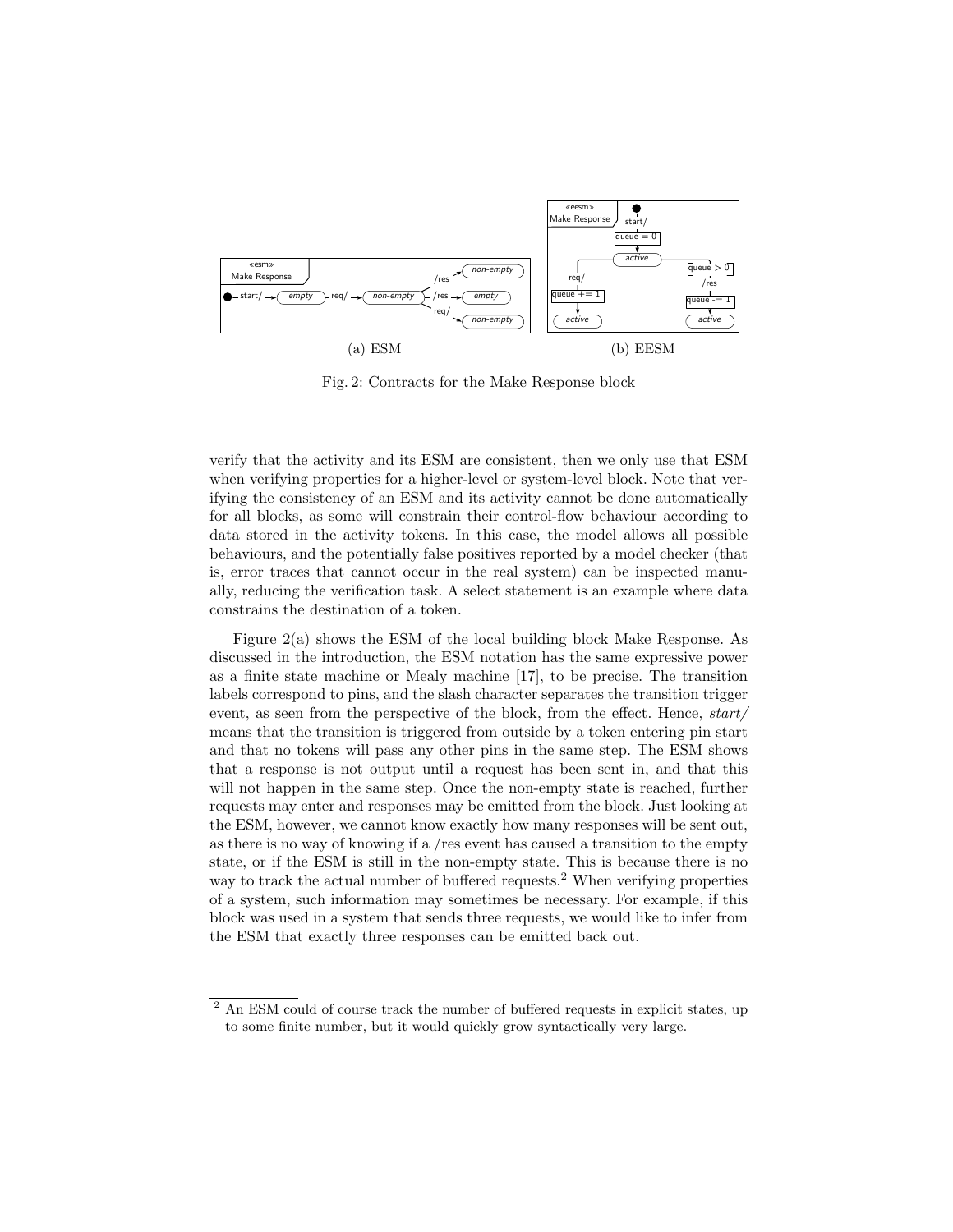«esm»
Make Response

start/ empty req/ non-empty /res non-empty
/res empty
req/ non-empty

(a) ESM

«eesm»
Make Response

start/
queue = 0
active
req/
queue += 1
active
queue > 0
/res
queue -= 1
active

(b) EESM

Fig. 2: Contracts for the Make Response block

verify that the activity and its ESM are consistent, then we only use that ESM when verifying properties for a higher-level or system-level block. Note that verifying the consistency of an ESM and its activity cannot be done automatically for all blocks, as some will constrain their control-flow behaviour according to data stored in the activity tokens. In this case, the model allows all possible behaviours, and the potentially false positives reported by a model checker (that is, error traces that cannot occur in the real system) can be inspected manually, reducing the verification task. A select statement is an example where data constrains the destination of a token.

Figure 2(a) shows the ESM of the local building block Make Response. As discussed in the introduction, the ESM notation has the same expressive power as a finite state machine or Mealy machine [17], to be precise. The transition labels correspond to pins, and the slash character separates the transition trigger event, as seen from the perspective of the block, from the effect. Hence, *start/* means that the transition is triggered from outside by a token entering pin start and that no tokens will pass any other pins in the same step. The ESM shows that a response is not output until a request has been sent in, and that this will not happen in the same step. Once the non-empty state is reached, further requests may enter and responses may be emitted from the block. Just looking at the ESM, however, we cannot know exactly how many responses will be sent out, as there is no way of knowing if a /res event has caused a transition to the empty state, or if the ESM is still in the non-empty state. This is because there is no way to track the actual number of buffered requests.[2] When verifying properties of a system, such information may sometimes be necessary. For example, if this block was used in a system that sends three requests, we would like to infer from the ESM that exactly three responses can be emitted back out.

[2] An ESM could of course track the number of buffered requests in explicit states, up to some finite number, but it would quickly grow syntactically very large.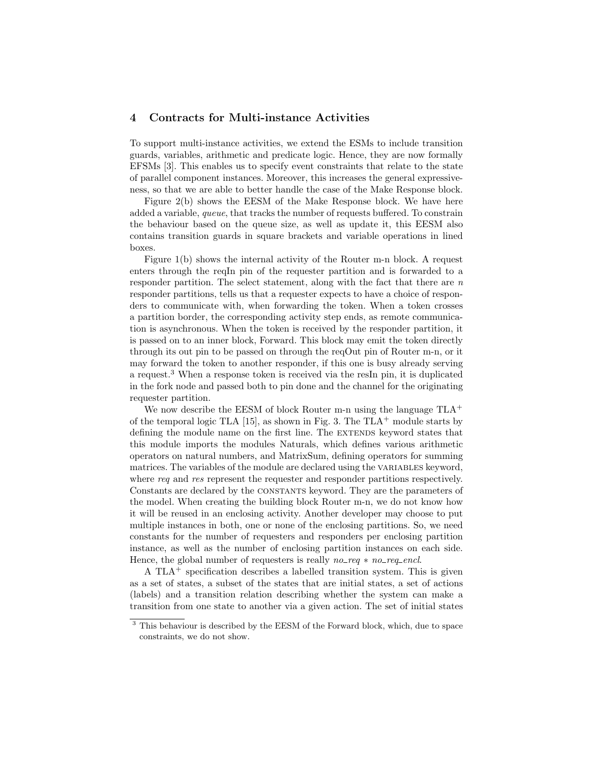## 4 Contracts for Multi-instance Activities

To support multi-instance activities, we extend the ESMs to include transition guards, variables, arithmetic and predicate logic. Hence, they are now formally EFSMs [3]. This enables us to specify event constraints that relate to the state of parallel component instances. Moreover, this increases the general expressiveness, so that we are able to better handle the case of the Make Response block.

Figure 2(b) shows the EESM of the Make Response block. We have here added a variable, *queue*, that tracks the number of requests buffered. To constrain the behaviour based on the queue size, as well as update it, this EESM also contains transition guards in square brackets and variable operations in lined boxes.

Figure 1(b) shows the internal activity of the Router m-n block. A request enters through the reqIn pin of the requester partition and is forwarded to a responder partition. The select statement, along with the fact that there are $n$ responder partitions, tells us that a requester expects to have a choice of responders to communicate with, when forwarding the token. When a token crosses a partition border, the corresponding activity step ends, as remote communication is asynchronous. When the token is received by the responder partition, it is passed on to an inner block, Forward. This block may emit the token directly through its out pin to be passed on through the reqOut pin of Router m-n, or it may forward the token to another responder, if this one is busy already serving a request.[3] When a response token is received via the resIn pin, it is duplicated in the fork node and passed both to pin done and the channel for the originating requester partition.

We now describe the EESM of block Router m-n using the language TLA$^+$ of the temporal logic TLA [15], as shown in Fig. 3. The TLA$^+$ module starts by defining the module name on the first line. The EXTENDS keyword states that this module imports the modules Naturals, which defines various arithmetic operators on natural numbers, and MatrixSum, defining operators for summing matrices. The variables of the module are declared using the VARIABLES keyword, where *req* and *res* represent the requester and responder partitions respectively. Constants are declared by the CONSTANTS keyword. They are the parameters of the model. When creating the building block Router m-n, we do not know how it will be reused in an enclosing activity. Another developer may choose to put multiple instances in both, one or none of the enclosing partitions. So, we need constants for the number of requesters and responders per enclosing partition instance, as well as the number of enclosing partition instances on each side. Hence, the global number of requesters is really $no\_req * no\_req\_encl$.

A TLA$^+$ specification describes a labelled transition system. This is given as a set of states, a subset of the states that are initial states, a set of actions (labels) and a transition relation describing whether the system can make a transition from one state to another via a given action. The set of initial states

[3] This behaviour is described by the EESM of the Forward block, which, due to space constraints, we do not show.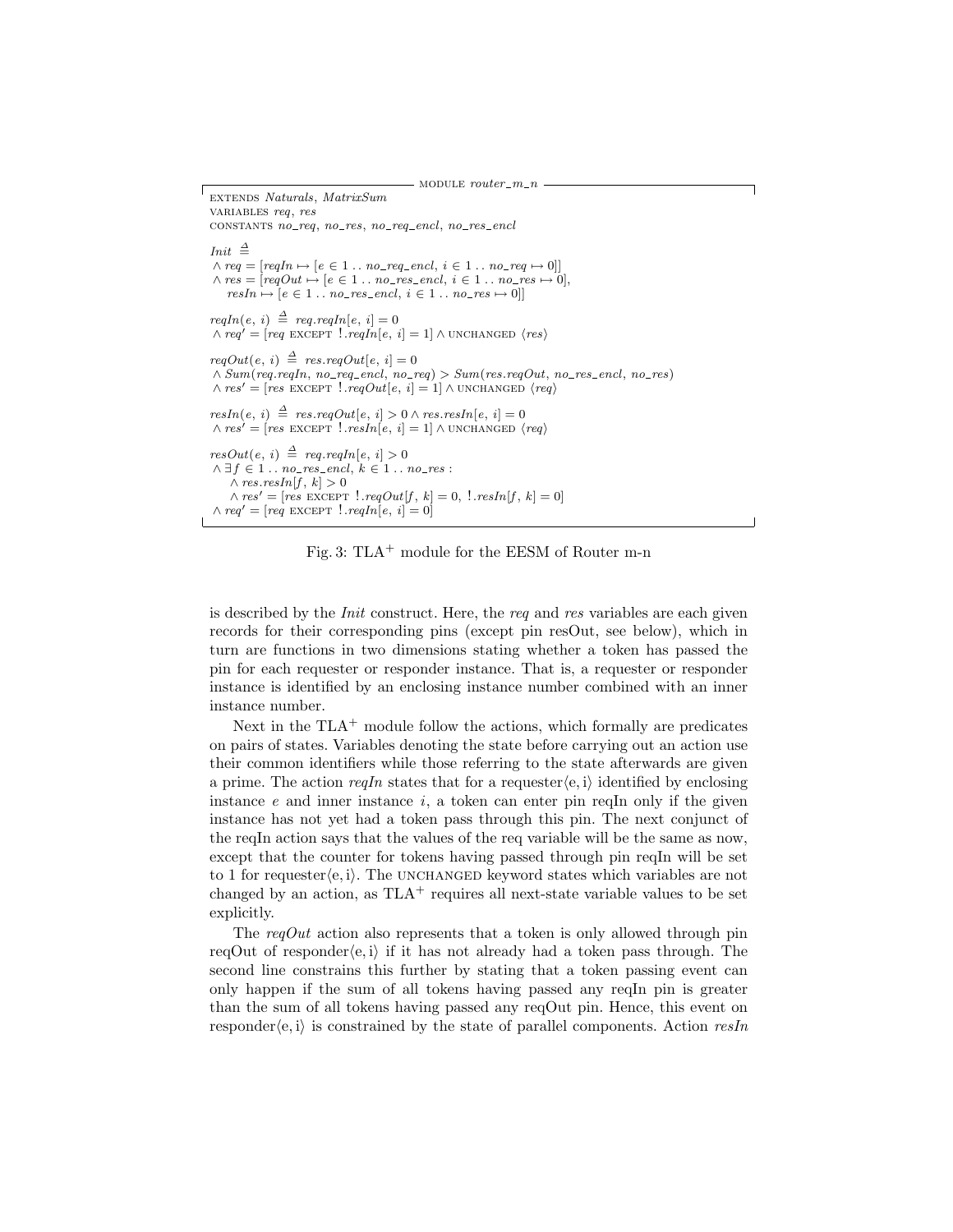```
———————————————————— MODULE router_m_n ————————————————————
EXTENDS Naturals, MatrixSum
VARIABLES req, res
CONSTANTS no_req, no_res, no_req_encl, no_res_encl

Init ≜
 ∧ req = [reqIn ↦ [e ∈ 1 .. no_req_encl, i ∈ 1 .. no_req ↦ 0]]
 ∧ res = [reqOut ↦ [e ∈ 1 .. no_res_encl, i ∈ 1 .. no_res ↦ 0],
    resIn ↦ [e ∈ 1 .. no_res_encl, i ∈ 1 .. no_res ↦ 0]]

reqIn(e, i) ≜ req.reqIn[e, i] = 0
 ∧ req' = [req EXCEPT !.reqIn[e, i] = 1] ∧ UNCHANGED ⟨res⟩

reqOut(e, i) ≜ res.reqOut[e, i] = 0
 ∧ Sum(req.reqIn, no_req_encl, no_req) > Sum(res.reqOut, no_res_encl, no_res)
 ∧ res' = [res EXCEPT !.reqOut[e, i] = 1] ∧ UNCHANGED ⟨req⟩

resIn(e, i) ≜ res.reqOut[e, i] > 0 ∧ res.resIn[e, i] = 0
 ∧ res' = [res EXCEPT !.resIn[e, i] = 1] ∧ UNCHANGED ⟨req⟩

resOut(e, i) ≜ req.reqIn[e, i] > 0
 ∧ ∃ f ∈ 1 .. no_res_encl, k ∈ 1 .. no_res :
    ∧ res.resIn[f, k] > 0
    ∧ res' = [res EXCEPT !.reqOut[f, k] = 0, !.resIn[f, k] = 0]
 ∧ req' = [req EXCEPT !.reqIn[e, i] = 0]
————————————————————————————————————————————————————————————
```

Fig. 3: TLA$^+$ module for the EESM of Router m-n

is described by the *Init* construct. Here, the *req* and *res* variables are each given records for their corresponding pins (except pin resOut, see below), which in turn are functions in two dimensions stating whether a token has passed the pin for each requester or responder instance. That is, a requester or responder instance is identified by an enclosing instance number combined with an inner instance number.

Next in the TLA$^+$ module follow the actions, which formally are predicates on pairs of states. Variables denoting the state before carrying out an action use their common identifiers while those referring to the state afterwards are given a prime. The action *reqIn* states that for a requester$\langle$e, i$\rangle$ identified by enclosing instance $e$ and inner instance $i$, a token can enter pin reqIn only if the given instance has not yet had a token pass through this pin. The next conjunct of the reqIn action says that the values of the req variable will be the same as now, except that the counter for tokens having passed through pin reqIn will be set to 1 for requester$\langle$e, i$\rangle$. The UNCHANGED keyword states which variables are not changed by an action, as TLA$^+$ requires all next-state variable values to be set explicitly.

The *reqOut* action also represents that a token is only allowed through pin reqOut of responder$\langle$e, i$\rangle$ if it has not already had a token pass through. The second line constrains this further by stating that a token passing event can only happen if the sum of all tokens having passed any reqIn pin is greater than the sum of all tokens having passed any reqOut pin. Hence, this event on responder$\langle$e, i$\rangle$ is constrained by the state of parallel components. Action *resIn*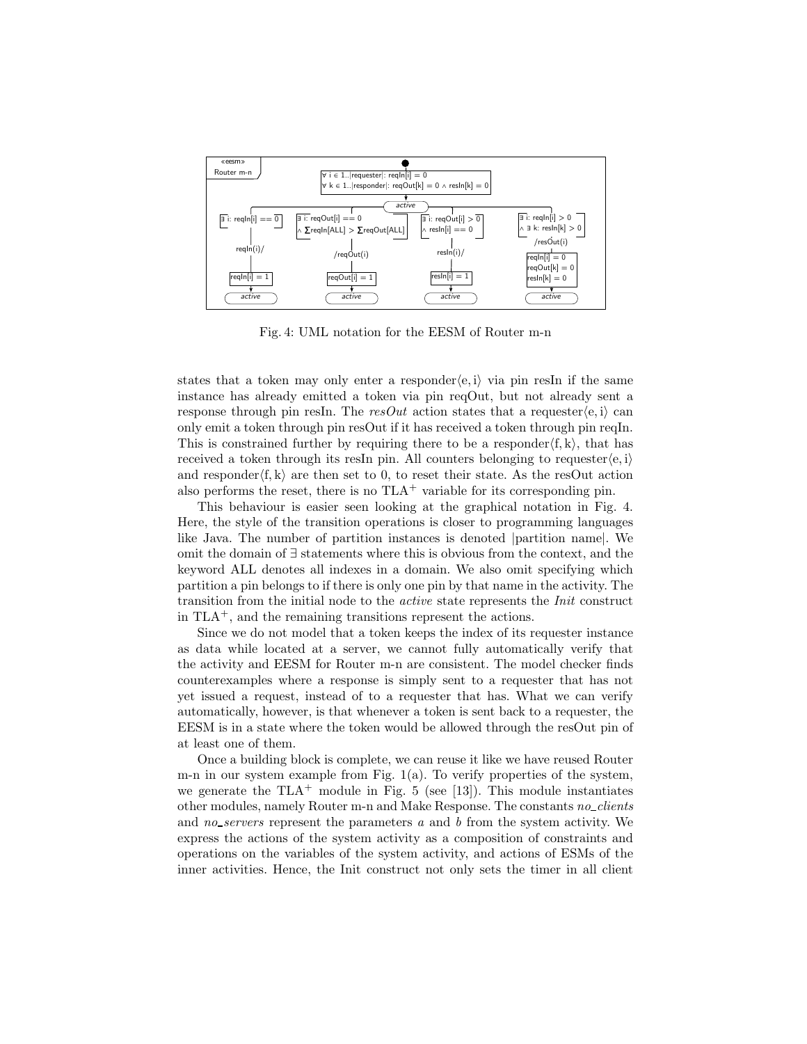«eesm»
Router m-n

∀ i ∈ 1..|requester|: reqIn[i] = 0
∀ k ∈ 1..|responder|: reqOut[k] = 0 ∧ resIn[k] = 0

active

∃ i: reqIn[i] == 0
reqIn(i)/
reqIn[i] = 1
active

∃ i: reqOut[i] == 0
∧ ΣreqIn[ALL] > ΣreqOut[ALL]
/reqOut(i)
reqOut[i] = 1
active

∃ i: reqOut[i] > 0
∧ resIn[i] == 0
resIn(i)/
resIn[i] = 1
active

∃ i: reqIn[i] > 0
∧ ∃ k: resIn[k] > 0
/resOut(i)
reqIn[i] = 0
reqOut[k] = 0
resIn[k] = 0
active

Fig. 4: UML notation for the EESM of Router m-n

states that a token may only enter a responder$\langle e, i \rangle$ via pin resIn if the same instance has already emitted a token via pin reqOut, but not already sent a response through pin resIn. The *resOut* action states that a requester$\langle e, i \rangle$ can only emit a token through pin resOut if it has received a token through pin reqIn. This is constrained further by requiring there to be a responder$\langle f, k \rangle$, that has received a token through its resIn pin. All counters belonging to requester$\langle e, i \rangle$ and responder$\langle f, k \rangle$ are then set to 0, to reset their state. As the resOut action also performs the reset, there is no TLA$^+$ variable for its corresponding pin.

This behaviour is easier seen looking at the graphical notation in Fig. 4. Here, the style of the transition operations is closer to programming languages like Java. The number of partition instances is denoted |partition name|. We omit the domain of ∃ statements where this is obvious from the context, and the keyword ALL denotes all indexes in a domain. We also omit specifying which partition a pin belongs to if there is only one pin by that name in the activity. The transition from the initial node to the *active* state represents the *Init* construct in TLA$^+$, and the remaining transitions represent the actions.

Since we do not model that a token keeps the index of its requester instance as data while located at a server, we cannot fully automatically verify that the activity and EESM for Router m-n are consistent. The model checker finds counterexamples where a response is simply sent to a requester that has not yet issued a request, instead of to a requester that has. What we can verify automatically, however, is that whenever a token is sent back to a requester, the EESM is in a state where the token would be allowed through the resOut pin of at least one of them.

Once a building block is complete, we can reuse it like we have reused Router m-n in our system example from Fig. 1(a). To verify properties of the system, we generate the TLA$^+$ module in Fig. 5 (see [13]). This module instantiates other modules, namely Router m-n and Make Response. The constants *no_clients* and *no_servers* represent the parameters *a* and *b* from the system activity. We express the actions of the system activity as a composition of constraints and operations on the variables of the system activity, and actions of ESMs of the inner activities. Hence, the Init construct not only sets the timer in all client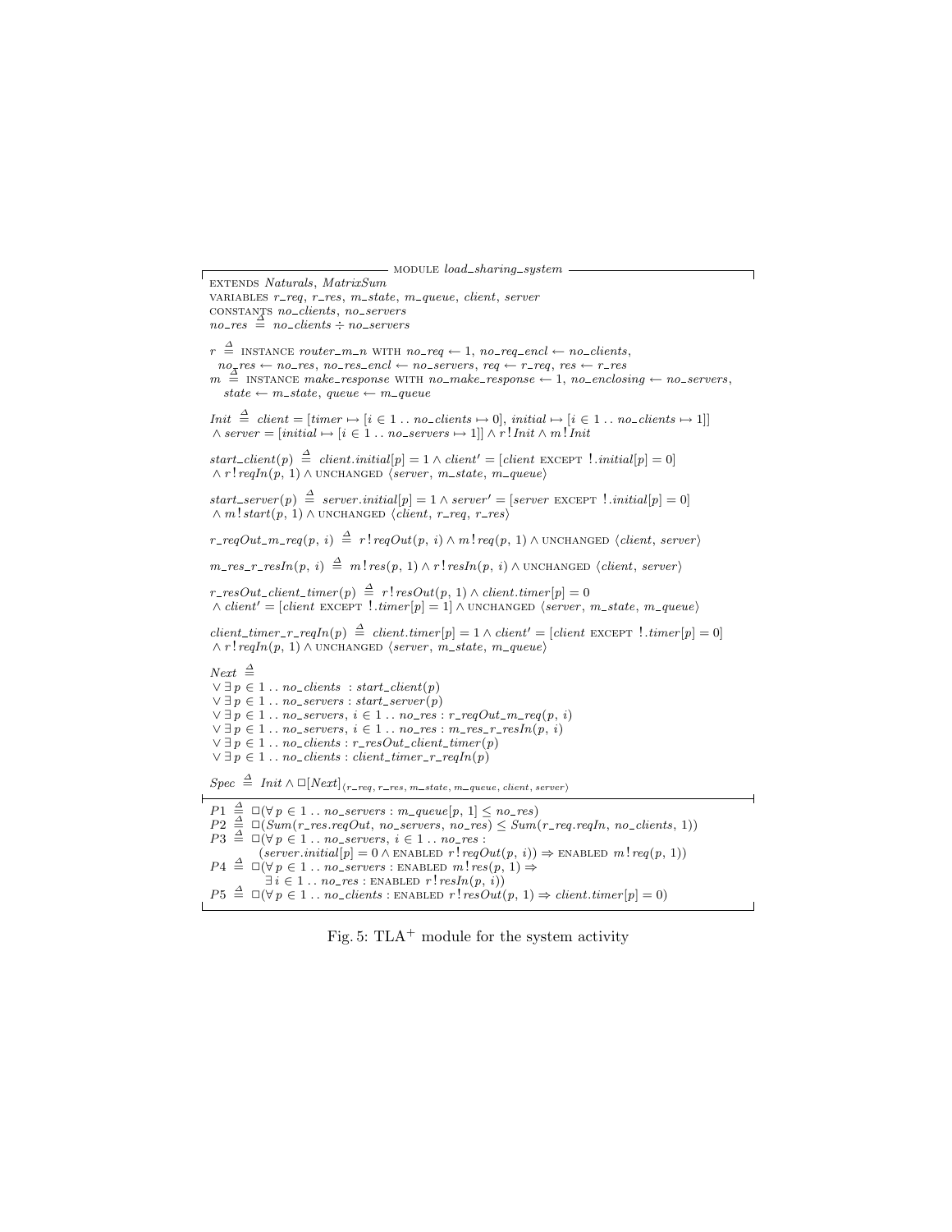```
------------------------------- MODULE load_sharing_system -------------------------------
EXTENDS Naturals, MatrixSum
VARIABLES r_req, r_res, m_state, m_queue, client, server
CONSTANTS no_clients, no_servers
no_res ≜ no_clients ÷ no_servers

r ≜ INSTANCE router_m_n WITH no_req ← 1, no_req_encl ← no_clients,
  no_res ← no_res, no_res_encl ← no_servers, req ← r_req, res ← r_res
m ≜ INSTANCE make_response WITH no_make_response ← 1, no_enclosing ← no_servers,
  state ← m_state, queue ← m_queue

Init ≜ client = [timer ↦ [i ∈ 1 .. no_clients ↦ 0], initial ↦ [i ∈ 1 .. no_clients ↦ 1]]
  ∧ server = [initial ↦ [i ∈ 1 .. no_servers ↦ 1]] ∧ r!Init ∧ m!Init

start_client(p) ≜ client.initial[p] = 1 ∧ client' = [client EXCEPT !.initial[p] = 0]
  ∧ r!reqIn(p, 1) ∧ UNCHANGED ⟨server, m_state, m_queue⟩

start_server(p) ≜ server.initial[p] = 1 ∧ server' = [server EXCEPT !.initial[p] = 0]
  ∧ m!start(p, 1) ∧ UNCHANGED ⟨client, r_req, r_res⟩

r_reqOut_m_req(p, i) ≜ r!reqOut(p, i) ∧ m!req(p, 1) ∧ UNCHANGED ⟨client, server⟩

m_res_r_resIn(p, i) ≜ m!res(p, 1) ∧ r!resIn(p, i) ∧ UNCHANGED ⟨client, server⟩

r_resOut_client_timer(p) ≜ r!resOut(p, 1) ∧ client.timer[p] = 0
  ∧ client' = [client EXCEPT !.timer[p] = 1] ∧ UNCHANGED ⟨server, m_state, m_queue⟩

client_timer_r_reqIn(p) ≜ client.timer[p] = 1 ∧ client' = [client EXCEPT !.timer[p] = 0]
  ∧ r!reqIn(p, 1) ∧ UNCHANGED ⟨server, m_state, m_queue⟩

Next ≜
  ∨ ∃ p ∈ 1 .. no_clients : start_client(p)
  ∨ ∃ p ∈ 1 .. no_servers : start_server(p)
  ∨ ∃ p ∈ 1 .. no_servers, i ∈ 1 .. no_res : r_reqOut_m_req(p, i)
  ∨ ∃ p ∈ 1 .. no_servers, i ∈ 1 .. no_res : m_res_r_resIn(p, i)
  ∨ ∃ p ∈ 1 .. no_clients : r_resOut_client_timer(p)
  ∨ ∃ p ∈ 1 .. no_clients : client_timer_r_reqIn(p)

Spec ≜ Init ∧ □[Next]_⟨r_req, r_res, m_state, m_queue, client, server⟩
-------------------------------------------------------------------------------------------
P1 ≜ □(∀ p ∈ 1 .. no_servers : m_queue[p, 1] ≤ no_res)
P2 ≜ □(Sum(r_res.reqOut, no_servers, no_res) ≤ Sum(r_req.reqIn, no_clients, 1))
P3 ≜ □(∀ p ∈ 1 .. no_servers, i ∈ 1 .. no_res :
       (server.initial[p] = 0 ∧ ENABLED r!reqOut(p, i)) ⇒ ENABLED m!req(p, 1))
P4 ≜ □(∀ p ∈ 1 .. no_servers : ENABLED m!res(p, 1) ⇒
       ∃ i ∈ 1 .. no_res : ENABLED r!resIn(p, i))
P5 ≜ □(∀ p ∈ 1 .. no_clients : ENABLED r!resOut(p, 1) ⇒ client.timer[p] = 0)
===========================================================================================
```

Fig. 5: TLA$^+$ module for the system activity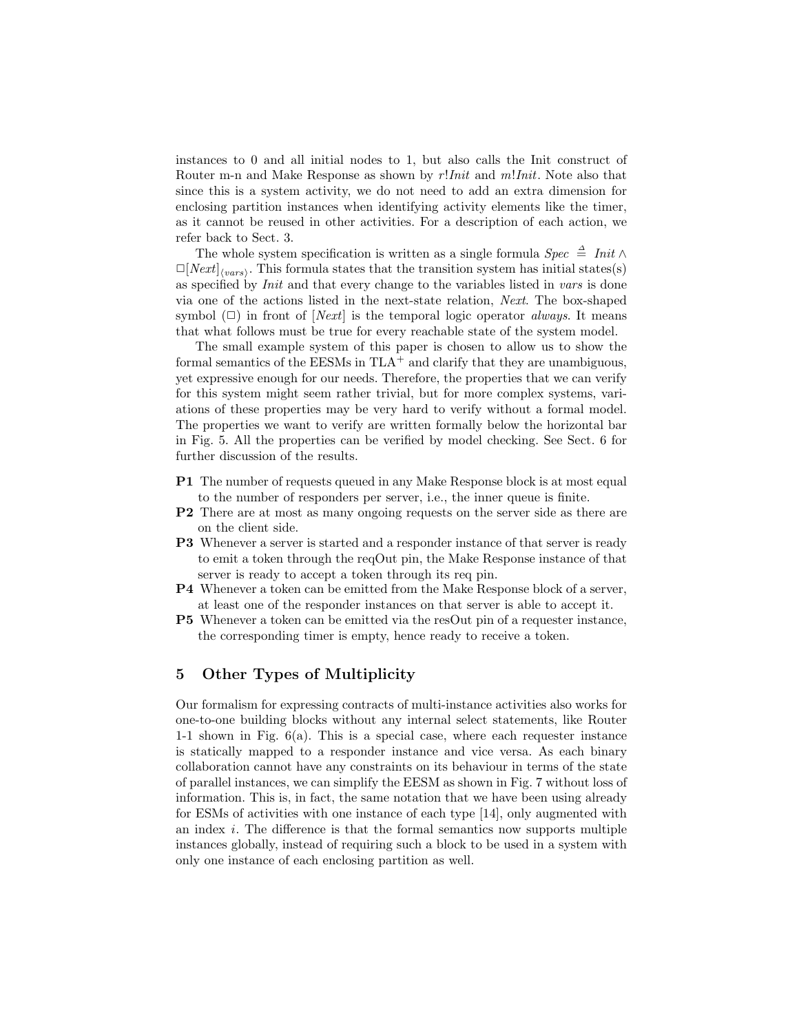instances to 0 and all initial nodes to 1, but also calls the Init construct of Router m-n and Make Response as shown by $r!Init$ and $m!Init$. Note also that since this is a system activity, we do not need to add an extra dimension for enclosing partition instances when identifying activity elements like the timer, as it cannot be reused in other activities. For a description of each action, we refer back to Sect. 3.

The whole system specification is written as a single formula $Spec \triangleq Init \wedge \Box[Next]_{\langle vars \rangle}$. This formula states that the transition system has initial states(s) as specified by *Init* and that every change to the variables listed in *vars* is done via one of the actions listed in the next-state relation, *Next*. The box-shaped symbol ($\Box$) in front of $[Next]$ is the temporal logic operator *always*. It means that what follows must be true for every reachable state of the system model.

The small example system of this paper is chosen to allow us to show the formal semantics of the EESMs in TLA$^+$ and clarify that they are unambiguous, yet expressive enough for our needs. Therefore, the properties that we can verify for this system might seem rather trivial, but for more complex systems, variations of these properties may be very hard to verify without a formal model. The properties we want to verify are written formally below the horizontal bar in Fig. 5. All the properties can be verified by model checking. See Sect. 6 for further discussion of the results.

**P1** The number of requests queued in any Make Response block is at most equal to the number of responders per server, i.e., the inner queue is finite.

**P2** There are at most as many ongoing requests on the server side as there are on the client side.

**P3** Whenever a server is started and a responder instance of that server is ready to emit a token through the reqOut pin, the Make Response instance of that server is ready to accept a token through its req pin.

**P4** Whenever a token can be emitted from the Make Response block of a server, at least one of the responder instances on that server is able to accept it.

**P5** Whenever a token can be emitted via the resOut pin of a requester instance, the corresponding timer is empty, hence ready to receive a token.

## 5 Other Types of Multiplicity

Our formalism for expressing contracts of multi-instance activities also works for one-to-one building blocks without any internal select statements, like Router 1-1 shown in Fig. 6(a). This is a special case, where each requester instance is statically mapped to a responder instance and vice versa. As each binary collaboration cannot have any constraints on its behaviour in terms of the state of parallel instances, we can simplify the EESM as shown in Fig. 7 without loss of information. This is, in fact, the same notation that we have been using already for ESMs of activities with one instance of each type [14], only augmented with an index $i$. The difference is that the formal semantics now supports multiple instances globally, instead of requiring such a block to be used in a system with only one instance of each enclosing partition as well.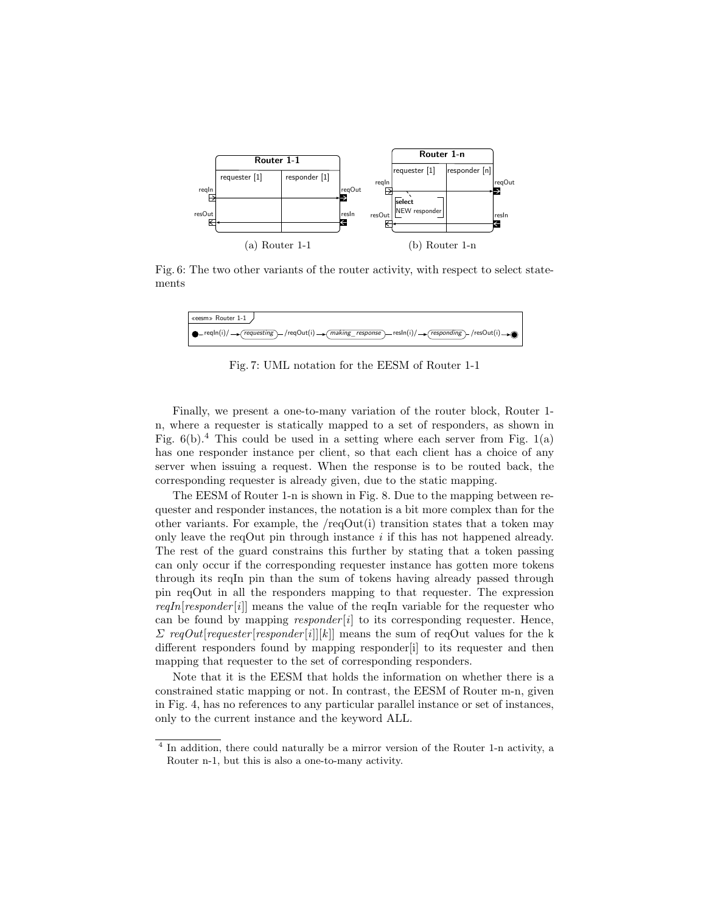(a) Router 1-1

(b) Router 1-n

Fig. 6: The two other variants of the router activity, with respect to select statements

Fig. 7: UML notation for the EESM of Router 1-1

Finally, we present a one-to-many variation of the router block, Router 1-n, where a requester is statically mapped to a set of responders, as shown in Fig. 6(b).[4] This could be used in a setting where each server from Fig. 1(a) has one responder instance per client, so that each client has a choice of any server when issuing a request. When the response is to be routed back, the corresponding requester is already given, due to the static mapping.

The EESM of Router 1-n is shown in Fig. 8. Due to the mapping between requester and responder instances, the notation is a bit more complex than for the other variants. For example, the /reqOut(i) transition states that a token may only leave the reqOut pin through instance $i$ if this has not happened already. The rest of the guard constrains this further by stating that a token passing can only occur if the corresponding requester instance has gotten more tokens through its reqIn pin than the sum of tokens having already passed through pin reqOut in all the responders mapping to that requester. The expression $reqIn[responder[i]]$ means the value of the reqIn variable for the requester who can be found by mapping $responder[i]$ to its corresponding requester. Hence, $\Sigma\ reqOut[requester[responder[i]][k]]$ means the sum of reqOut values for the k different responders found by mapping responder[i] to its requester and then mapping that requester to the set of corresponding responders.

Note that it is the EESM that holds the information on whether there is a constrained static mapping or not. In contrast, the EESM of Router m-n, given in Fig. 4, has no references to any particular parallel instance or set of instances, only to the current instance and the keyword ALL.

[4] In addition, there could naturally be a mirror version of the Router 1-n activity, a Router n-1, but this is also a one-to-many activity.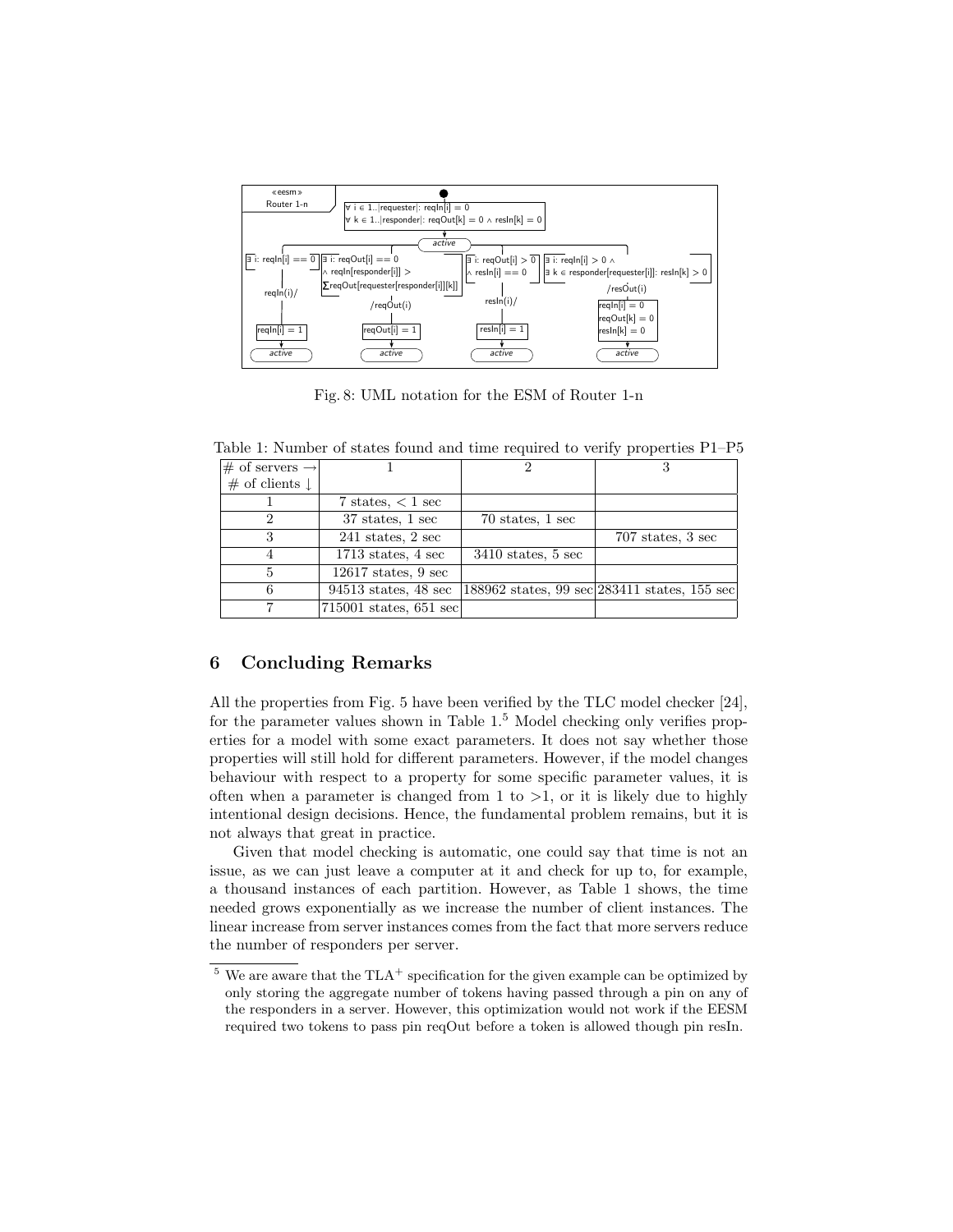Fig. 8: UML notation for the ESM of Router 1-n

Table 1: Number of states found and time required to verify properties P1–P5

| # of servers → / # of clients ↓ | 1 | 2 | 3 |
|---|---|---|---|
| 1 | 7 states, < 1 sec | | |
| 2 | 37 states, 1 sec | 70 states, 1 sec | |
| 3 | 241 states, 2 sec | | 707 states, 3 sec |
| 4 | 1713 states, 4 sec | 3410 states, 5 sec | |
| 5 | 12617 states, 9 sec | | |
| 6 | 94513 states, 48 sec | 188962 states, 99 sec | 283411 states, 155 sec |
| 7 | 715001 states, 651 sec | | |

## 6 Concluding Remarks

All the properties from Fig. 5 have been verified by the TLC model checker [24], for the parameter values shown in Table 1.[5] Model checking only verifies properties for a model with some exact parameters. It does not say whether those properties will still hold for different parameters. However, if the model changes behaviour with respect to a property for some specific parameter values, it is often when a parameter is changed from 1 to >1, or it is likely due to highly intentional design decisions. Hence, the fundamental problem remains, but it is not always that great in practice.

Given that model checking is automatic, one could say that time is not an issue, as we can just leave a computer at it and check for up to, for example, a thousand instances of each partition. However, as Table 1 shows, the time needed grows exponentially as we increase the number of client instances. The linear increase from server instances comes from the fact that more servers reduce the number of responders per server.

[5] We are aware that the TLA$^+$ specification for the given example can be optimized by only storing the aggregate number of tokens having passed through a pin on any of the responders in a server. However, this optimization would not work if the EESM required two tokens to pass pin reqOut before a token is allowed though pin resIn.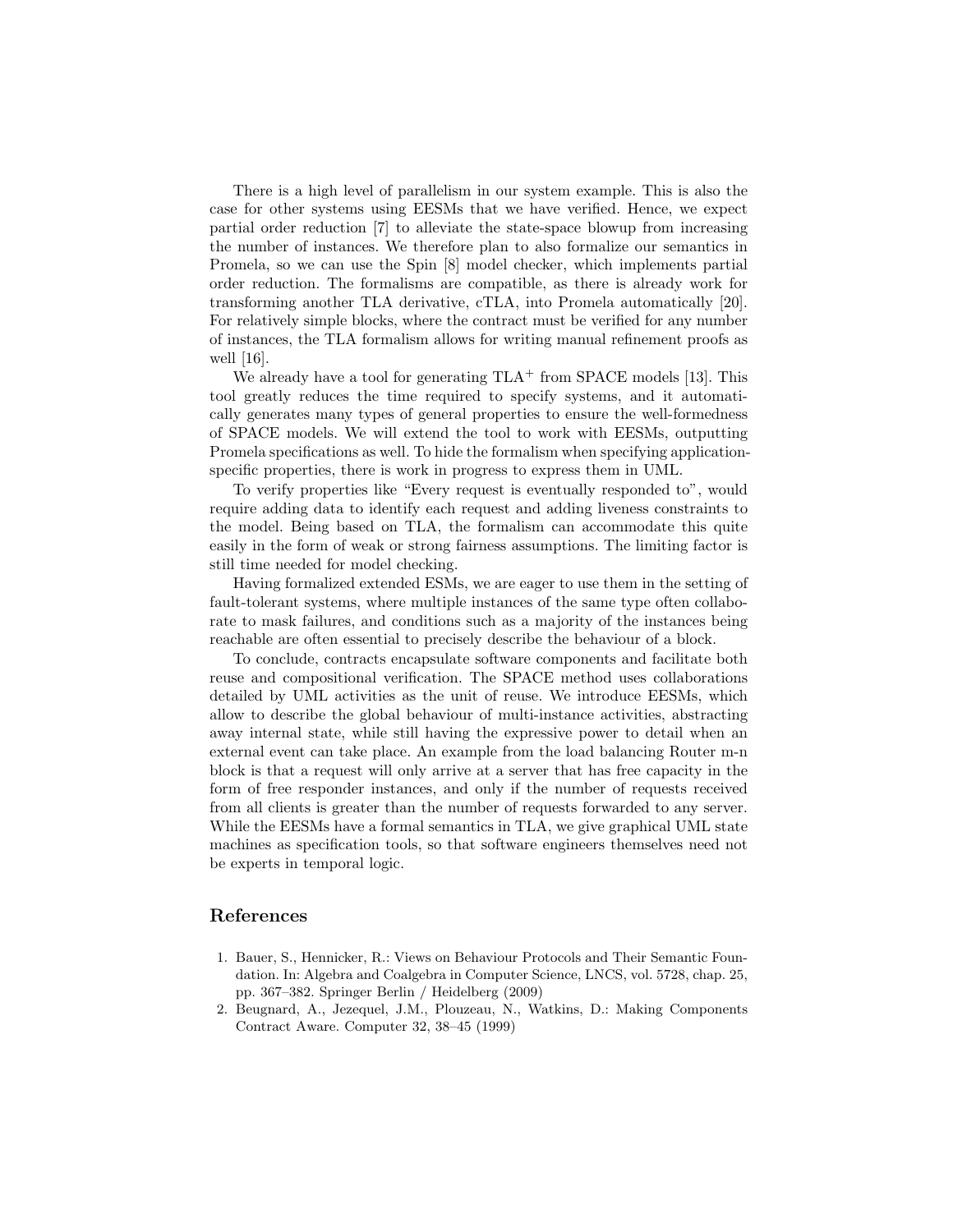There is a high level of parallelism in our system example. This is also the case for other systems using EESMs that we have verified. Hence, we expect partial order reduction [7] to alleviate the state-space blowup from increasing the number of instances. We therefore plan to also formalize our semantics in Promela, so we can use the Spin [8] model checker, which implements partial order reduction. The formalisms are compatible, as there is already work for transforming another TLA derivative, cTLA, into Promela automatically [20]. For relatively simple blocks, where the contract must be verified for any number of instances, the TLA formalism allows for writing manual refinement proofs as well [16].

We already have a tool for generating TLA$^+$ from SPACE models [13]. This tool greatly reduces the time required to specify systems, and it automatically generates many types of general properties to ensure the well-formedness of SPACE models. We will extend the tool to work with EESMs, outputting Promela specifications as well. To hide the formalism when specifying application-specific properties, there is work in progress to express them in UML.

To verify properties like "Every request is eventually responded to", would require adding data to identify each request and adding liveness constraints to the model. Being based on TLA, the formalism can accommodate this quite easily in the form of weak or strong fairness assumptions. The limiting factor is still time needed for model checking.

Having formalized extended ESMs, we are eager to use them in the setting of fault-tolerant systems, where multiple instances of the same type often collaborate to mask failures, and conditions such as a majority of the instances being reachable are often essential to precisely describe the behaviour of a block.

To conclude, contracts encapsulate software components and facilitate both reuse and compositional verification. The SPACE method uses collaborations detailed by UML activities as the unit of reuse. We introduce EESMs, which allow to describe the global behaviour of multi-instance activities, abstracting away internal state, while still having the expressive power to detail when an external event can take place. An example from the load balancing Router m-n block is that a request will only arrive at a server that has free capacity in the form of free responder instances, and only if the number of requests received from all clients is greater than the number of requests forwarded to any server. While the EESMs have a formal semantics in TLA, we give graphical UML state machines as specification tools, so that software engineers themselves need not be experts in temporal logic.

## References

1. Bauer, S., Hennicker, R.: Views on Behaviour Protocols and Their Semantic Foundation. In: Algebra and Coalgebra in Computer Science, LNCS, vol. 5728, chap. 25, pp. 367–382. Springer Berlin / Heidelberg (2009)
2. Beugnard, A., Jezequel, J.M., Plouzeau, N., Watkins, D.: Making Components Contract Aware. Computer 32, 38–45 (1999)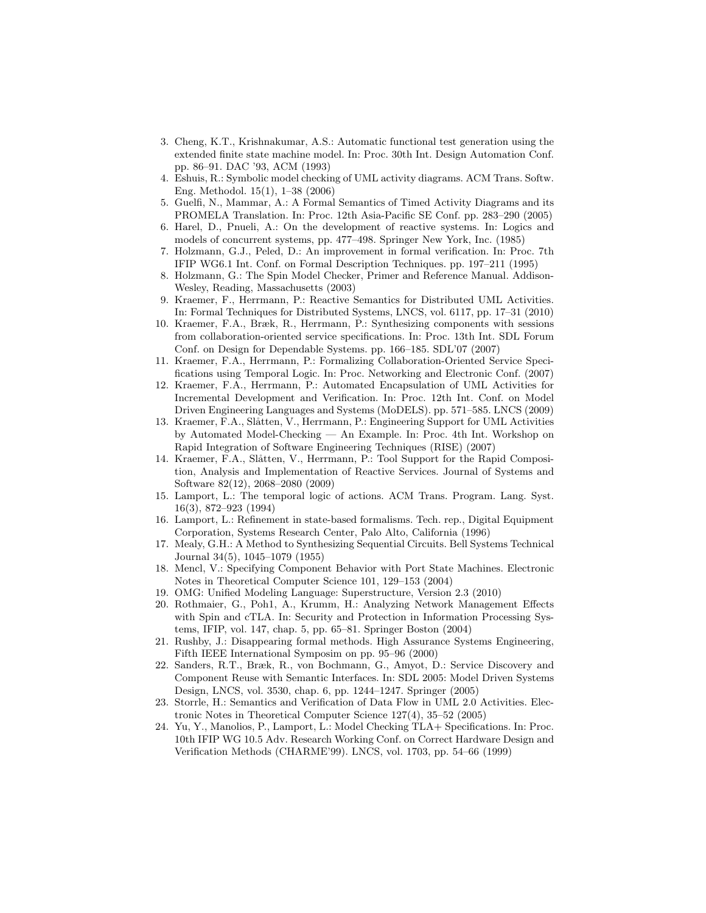3. Cheng, K.T., Krishnakumar, A.S.: Automatic functional test generation using the extended finite state machine model. In: Proc. 30th Int. Design Automation Conf. pp. 86–91. DAC '93, ACM (1993)
4. Eshuis, R.: Symbolic model checking of UML activity diagrams. ACM Trans. Softw. Eng. Methodol. 15(1), 1–38 (2006)
5. Guelfi, N., Mammar, A.: A Formal Semantics of Timed Activity Diagrams and its PROMELA Translation. In: Proc. 12th Asia-Pacific SE Conf. pp. 283–290 (2005)
6. Harel, D., Pnueli, A.: On the development of reactive systems. In: Logics and models of concurrent systems, pp. 477–498. Springer New York, Inc. (1985)
7. Holzmann, G.J., Peled, D.: An improvement in formal verification. In: Proc. 7th IFIP WG6.1 Int. Conf. on Formal Description Techniques. pp. 197–211 (1995)
8. Holzmann, G.: The Spin Model Checker, Primer and Reference Manual. Addison-Wesley, Reading, Massachusetts (2003)
9. Kraemer, F., Herrmann, P.: Reactive Semantics for Distributed UML Activities. In: Formal Techniques for Distributed Systems, LNCS, vol. 6117, pp. 17–31 (2010)
10. Kraemer, F.A., Bræk, R., Herrmann, P.: Synthesizing components with sessions from collaboration-oriented service specifications. In: Proc. 13th Int. SDL Forum Conf. on Design for Dependable Systems. pp. 166–185. SDL'07 (2007)
11. Kraemer, F.A., Herrmann, P.: Formalizing Collaboration-Oriented Service Specifications using Temporal Logic. In: Proc. Networking and Electronic Conf. (2007)
12. Kraemer, F.A., Herrmann, P.: Automated Encapsulation of UML Activities for Incremental Development and Verification. In: Proc. 12th Int. Conf. on Model Driven Engineering Languages and Systems (MoDELS). pp. 571–585. LNCS (2009)
13. Kraemer, F.A., Slåtten, V., Herrmann, P.: Engineering Support for UML Activities by Automated Model-Checking — An Example. In: Proc. 4th Int. Workshop on Rapid Integration of Software Engineering Techniques (RISE) (2007)
14. Kraemer, F.A., Slåtten, V., Herrmann, P.: Tool Support for the Rapid Composition, Analysis and Implementation of Reactive Services. Journal of Systems and Software 82(12), 2068–2080 (2009)
15. Lamport, L.: The temporal logic of actions. ACM Trans. Program. Lang. Syst. 16(3), 872–923 (1994)
16. Lamport, L.: Refinement in state-based formalisms. Tech. rep., Digital Equipment Corporation, Systems Research Center, Palo Alto, California (1996)
17. Mealy, G.H.: A Method to Synthesizing Sequential Circuits. Bell Systems Technical Journal 34(5), 1045–1079 (1955)
18. Mencl, V.: Specifying Component Behavior with Port State Machines. Electronic Notes in Theoretical Computer Science 101, 129–153 (2004)
19. OMG: Unified Modeling Language: Superstructure, Version 2.3 (2010)
20. Rothmaier, G., Poh1, A., Krumm, H.: Analyzing Network Management Effects with Spin and cTLA. In: Security and Protection in Information Processing Systems, IFIP, vol. 147, chap. 5, pp. 65–81. Springer Boston (2004)
21. Rushby, J.: Disappearing formal methods. High Assurance Systems Engineering, Fifth IEEE International Symposim on pp. 95–96 (2000)
22. Sanders, R.T., Bræk, R., von Bochmann, G., Amyot, D.: Service Discovery and Component Reuse with Semantic Interfaces. In: SDL 2005: Model Driven Systems Design, LNCS, vol. 3530, chap. 6, pp. 1244–1247. Springer (2005)
23. Storrle, H.: Semantics and Verification of Data Flow in UML 2.0 Activities. Electronic Notes in Theoretical Computer Science 127(4), 35–52 (2005)
24. Yu, Y., Manolios, P., Lamport, L.: Model Checking TLA+ Specifications. In: Proc. 10th IFIP WG 10.5 Adv. Research Working Conf. on Correct Hardware Design and Verification Methods (CHARME'99). LNCS, vol. 1703, pp. 54–66 (1999)